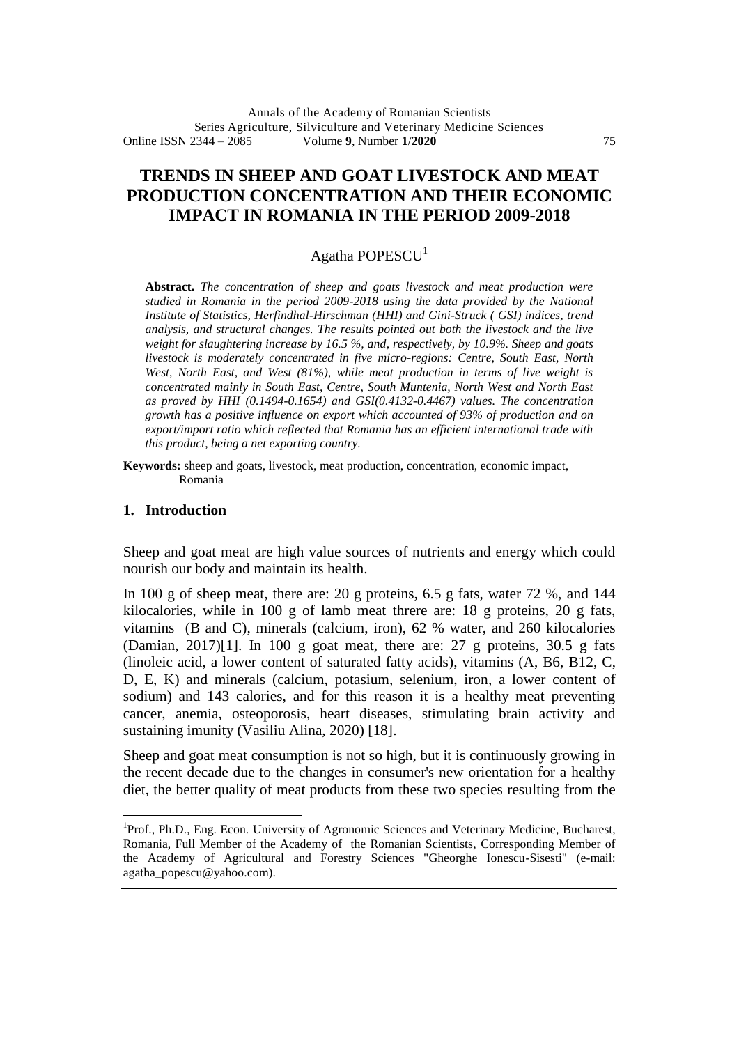# TRENDS IN SHEEP AND GOAT LIVESTOCK AND MEAT PRODUCTION CONCENTRATION AND THEIR ECONOMIC IMPACT IN ROMANIA IN THE PERIOD 2009-2018

Agatha POPESCU[1]

**Abstract.** *The concentration of sheep and goats livestock and meat production were studied in Romania in the period 2009-2018 using the data provided by the National Institute of Statistics, Herfindhal-Hirschman (HHI) and Gini-Struck ( GSI) indices, trend analysis, and structural changes. The results pointed out both the livestock and the live weight for slaughtering increase by 16.5 %, and, respectively, by 10.9%. Sheep and goats livestock is moderately concentrated in five micro-regions: Centre, South East, North West, North East, and West (81%), while meat production in terms of live weight is concentrated mainly in South East, Centre, South Muntenia, North West and North East as proved by HHI (0.1494-0.1654) and GSI(0.4132-0.4467) values. The concentration growth has a positive influence on export which accounted of 93% of production and on export/import ratio which reflected that Romania has an efficient international trade with this product, being a net exporting country.*

**Keywords:** sheep and goats, livestock, meat production, concentration, economic impact, Romania

## 1. Introduction

Sheep and goat meat are high value sources of nutrients and energy which could nourish our body and maintain its health.

In 100 g of sheep meat, there are: 20 g proteins, 6.5 g fats, water 72 %, and 144 kilocalories, while in 100 g of lamb meat threre are: 18 g proteins, 20 g fats, vitamins (B and C), minerals (calcium, iron), 62 % water, and 260 kilocalories (Damian, 2017)[1]. In 100 g goat meat, there are: 27 g proteins, 30.5 g fats (linoleic acid, a lower content of saturated fatty acids), vitamins (A, B6, B12, C, D, E, K) and minerals (calcium, potasium, selenium, iron, a lower content of sodium) and 143 calories, and for this reason it is a healthy meat preventing cancer, anemia, osteoporosis, heart diseases, stimulating brain activity and sustaining imunity (Vasiliu Alina, 2020) [18].

Sheep and goat meat consumption is not so high, but it is continuously growing in the recent decade due to the changes in consumer's new orientation for a healthy diet, the better quality of meat products from these two species resulting from the

---

[1]Prof., Ph.D., Eng. Econ. University of Agronomic Sciences and Veterinary Medicine, Bucharest, Romania, Full Member of the Academy of the Romanian Scientists, Corresponding Member of the Academy of Agricultural and Forestry Sciences "Gheorghe Ionescu-Sisesti" (e-mail: agatha_popescu@yahoo.com).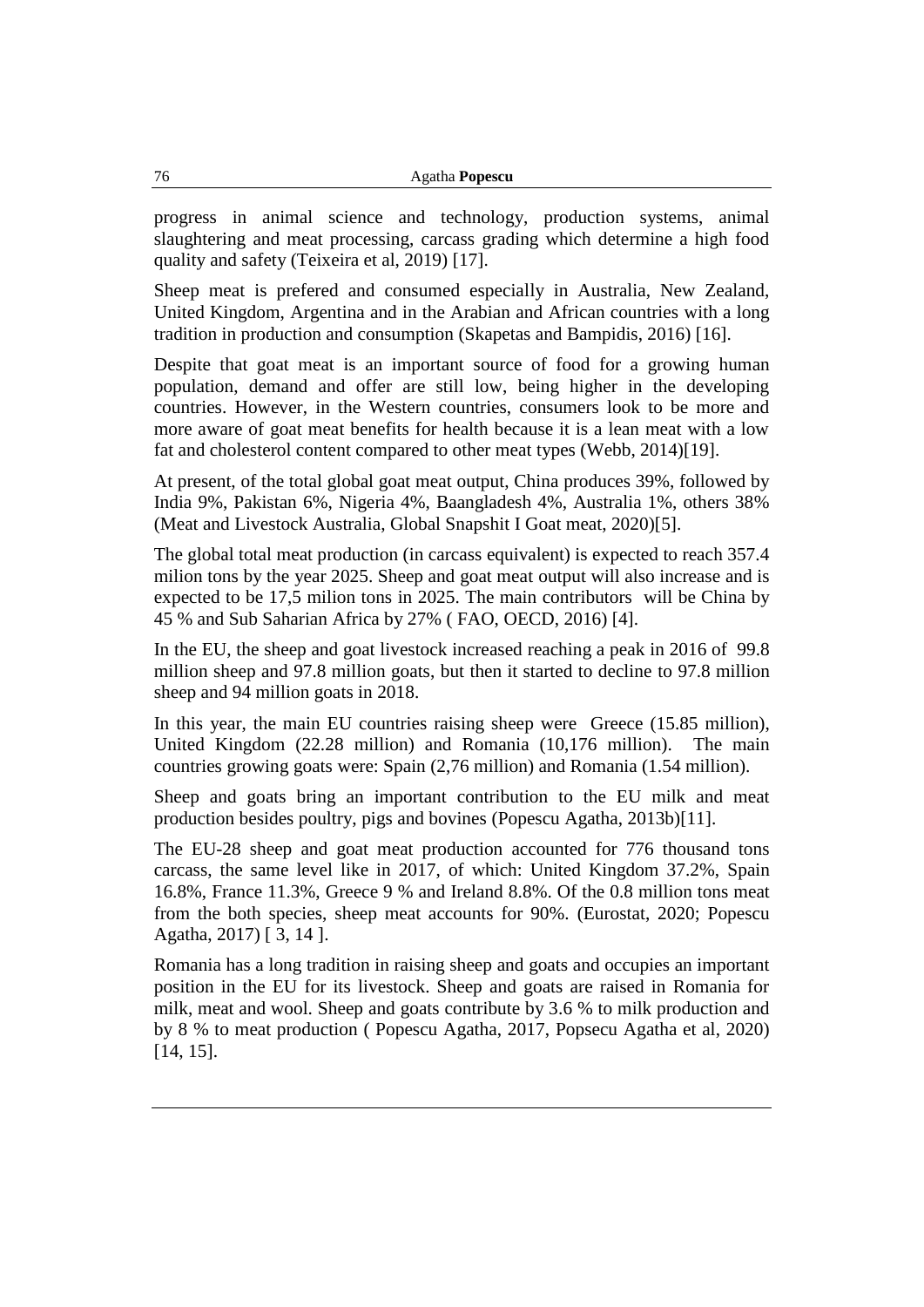progress in animal science and technology, production systems, animal slaughtering and meat processing, carcass grading which determine a high food quality and safety (Teixeira et al, 2019) [17].

Sheep meat is prefered and consumed especially in Australia, New Zealand, United Kingdom, Argentina and in the Arabian and African countries with a long tradition in production and consumption (Skapetas and Bampidis, 2016) [16].

Despite that goat meat is an important source of food for a growing human population, demand and offer are still low, being higher in the developing countries. However, in the Western countries, consumers look to be more and more aware of goat meat benefits for health because it is a lean meat with a low fat and cholesterol content compared to other meat types (Webb, 2014)[19].

At present, of the total global goat meat output, China produces 39%, followed by India 9%, Pakistan 6%, Nigeria 4%, Baangladesh 4%, Australia 1%, others 38% (Meat and Livestock Australia, Global Snapshit I Goat meat, 2020)[5].

The global total meat production (in carcass equivalent) is expected to reach 357.4 milion tons by the year 2025. Sheep and goat meat output will also increase and is expected to be 17,5 milion tons in 2025. The main contributors will be China by 45 % and Sub Saharian Africa by 27% ( FAO, OECD, 2016) [4].

In the EU, the sheep and goat livestock increased reaching a peak in 2016 of 99.8 million sheep and 97.8 million goats, but then it started to decline to 97.8 million sheep and 94 million goats in 2018.

In this year, the main EU countries raising sheep were Greece (15.85 million), United Kingdom (22.28 million) and Romania (10,176 million). The main countries growing goats were: Spain (2,76 million) and Romania (1.54 million).

Sheep and goats bring an important contribution to the EU milk and meat production besides poultry, pigs and bovines (Popescu Agatha, 2013b)[11].

The EU-28 sheep and goat meat production accounted for 776 thousand tons carcass, the same level like in 2017, of which: United Kingdom 37.2%, Spain 16.8%, France 11.3%, Greece 9 % and Ireland 8.8%. Of the 0.8 million tons meat from the both species, sheep meat accounts for 90%. (Eurostat, 2020; Popescu Agatha, 2017) [ 3, 14 ].

Romania has a long tradition in raising sheep and goats and occupies an important position in the EU for its livestock. Sheep and goats are raised in Romania for milk, meat and wool. Sheep and goats contribute by 3.6 % to milk production and by 8 % to meat production ( Popescu Agatha, 2017, Popsecu Agatha et al, 2020) [14, 15].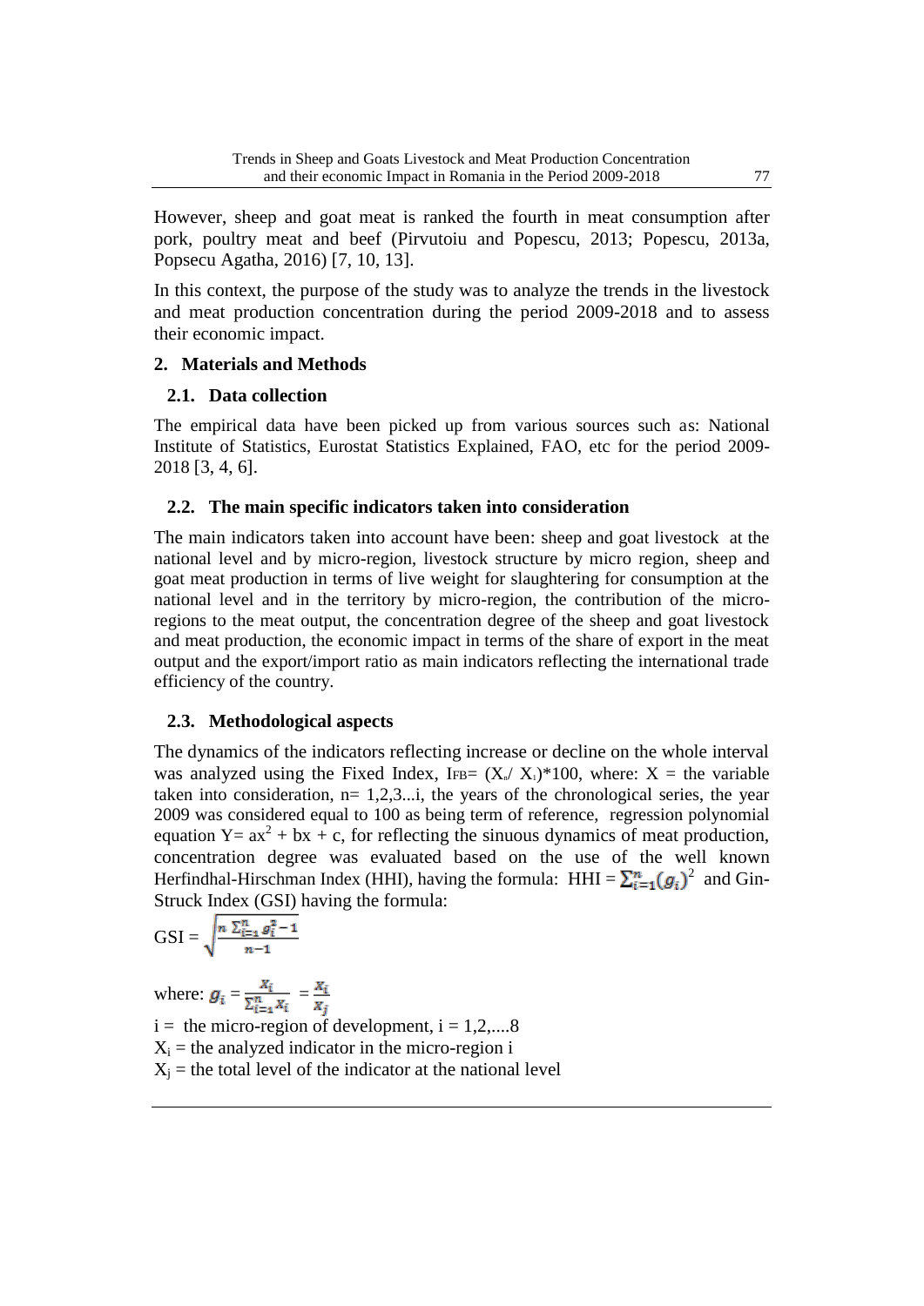However, sheep and goat meat is ranked the fourth in meat consumption after pork, poultry meat and beef (Pirvutoiu and Popescu, 2013; Popescu, 2013a, Popsecu Agatha, 2016) [7, 10, 13].

In this context, the purpose of the study was to analyze the trends in the livestock and meat production concentration during the period 2009-2018 and to assess their economic impact.

## 2. Materials and Methods

### 2.1. Data collection

The empirical data have been picked up from various sources such as: National Institute of Statistics, Eurostat Statistics Explained, FAO, etc for the period 2009-2018 [3, 4, 6].

### 2.2. The main specific indicators taken into consideration

The main indicators taken into account have been: sheep and goat livestock at the national level and by micro-region, livestock structure by micro region, sheep and goat meat production in terms of live weight for slaughtering for consumption at the national level and in the territory by micro-region, the contribution of the micro-regions to the meat output, the concentration degree of the sheep and goat livestock and meat production, the economic impact in terms of the share of export in the meat output and the export/import ratio as main indicators reflecting the international trade efficiency of the country.

### 2.3. Methodological aspects

The dynamics of the indicators reflecting increase or decline on the whole interval was analyzed using the Fixed Index, $I_{FB} = (X_n / X_1)*100$, where: X = the variable taken into consideration, n= 1,2,3...i, the years of the chronological series, the year 2009 was considered equal to 100 as being term of reference, regression polynomial equation $Y = ax^2 + bx + c$, for reflecting the sinuous dynamics of meat production, concentration degree was evaluated based on the use of the well known Herfindhal-Hirschman Index (HHI), having the formula: $HHI = \sum_{i=1}^{n}(g_i)^2$ and Gin-Struck Index (GSI) having the formula:

$$GSI = \sqrt{\frac{n \sum_{i=1}^{n} g_i^2 - 1}{n-1}}$$

where: $g_i = \frac{X_i}{\sum_{i=1}^{n} X_i} = \frac{X_i}{X_j}$

i = the micro-region of development, i = 1,2,....8

$X_i$ = the analyzed indicator in the micro-region i

$X_j$ = the total level of the indicator at the national level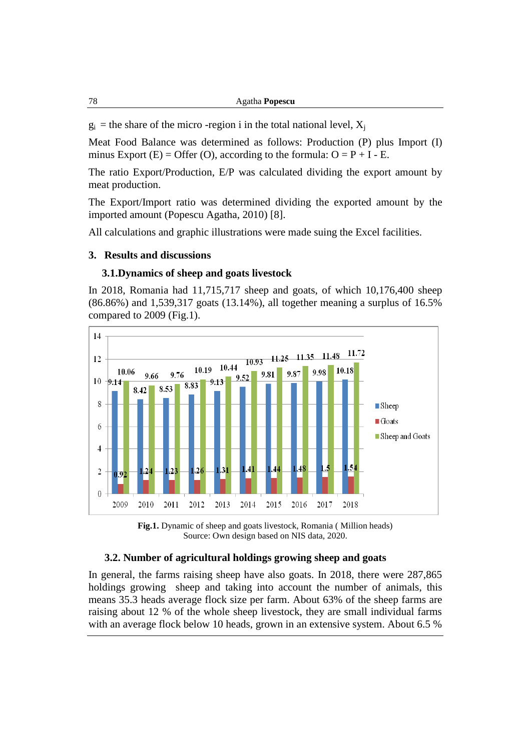$g_i$ = the share of the micro -region i in the total national level, $X_j$

Meat Food Balance was determined as follows: Production (P) plus Import (I) minus Export (E) = Offer (O), according to the formula: O = P + I - E.

The ratio Export/Production, E/P was calculated dividing the export amount by meat production.

The Export/Import ratio was determined dividing the exported amount by the imported amount (Popescu Agatha, 2010) [8].

All calculations and graphic illustrations were made suing the Excel facilities.

## 3. Results and discussions

### 3.1.Dynamics of sheep and goats livestock

In 2018, Romania had 11,715,717 sheep and goats, of which 10,176,400 sheep (86.86%) and 1,539,317 goats (13.14%), all together meaning a surplus of 16.5% compared to 2009 (Fig.1).

| Year | Sheep | Goats | Sheep and Goats |
|---|---|---|---|
| 2009 | 9.14 | 0.92 | 10.06 |
| 2010 | 8.42 | 1.24 | 9.66 |
| 2011 | 8.53 | 1.23 | 9.76 |
| 2012 | 8.83 | 1.26 | 10.19 |
| 2013 | 9.13 | 1.31 | 10.44 |
| 2014 | 9.52 | 1.41 | 10.93 |
| 2015 | 9.81 | 1.44 | 11.25 |
| 2016 | 9.87 | 1.48 | 11.35 |
| 2017 | 9.98 | 1.5 | 11.48 |
| 2018 | 10.18 | 1.54 | 11.72 |

**Fig.1.** Dynamic of sheep and goats livestock, Romania ( Million heads)
Source: Own design based on NIS data, 2020.

### 3.2. Number of agricultural holdings growing sheep and goats

In general, the farms raising sheep have also goats. In 2018, there were 287,865 holdings growing sheep and taking into account the number of animals, this means 35.3 heads average flock size per farm. About 63% of the sheep farms are raising about 12 % of the whole sheep livestock, they are small individual farms with an average flock below 10 heads, grown in an extensive system. About 6.5 %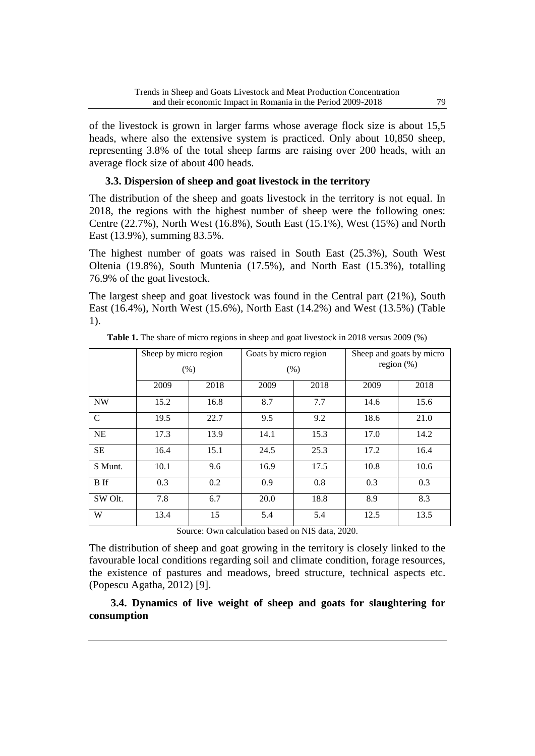of the livestock is grown in larger farms whose average flock size is about 15,5 heads, where also the extensive system is practiced. Only about 10,850 sheep, representing 3.8% of the total sheep farms are raising over 200 heads, with an average flock size of about 400 heads.

### 3.3. Dispersion of sheep and goat livestock in the territory

The distribution of the sheep and goats livestock in the territory is not equal. In 2018, the regions with the highest number of sheep were the following ones: Centre (22.7%), North West (16.8%), South East (15.1%), West (15%) and North East (13.9%), summing 83.5%.

The highest number of goats was raised in South East (25.3%), South West Oltenia (19.8%), South Muntenia (17.5%), and North East (15.3%), totalling 76.9% of the goat livestock.

The largest sheep and goat livestock was found in the Central part (21%), South East (16.4%), North West (15.6%), North East (14.2%) and West (13.5%) (Table 1).

**Table 1.** The share of micro regions in sheep and goat livestock in 2018 versus 2009 (%)

| | Sheep by micro region (%) | | Goats by micro region (%) | | Sheep and goats by micro region (%) | |
|---|---|---|---|---|---|---|
| | 2009 | 2018 | 2009 | 2018 | 2009 | 2018 |
| NW | 15.2 | 16.8 | 8.7 | 7.7 | 14.6 | 15.6 |
| C | 19.5 | 22.7 | 9.5 | 9.2 | 18.6 | 21.0 |
| NE | 17.3 | 13.9 | 14.1 | 15.3 | 17.0 | 14.2 |
| SE | 16.4 | 15.1 | 24.5 | 25.3 | 17.2 | 16.4 |
| S Munt. | 10.1 | 9.6 | 16.9 | 17.5 | 10.8 | 10.6 |
| B If | 0.3 | 0.2 | 0.9 | 0.8 | 0.3 | 0.3 |
| SW Olt. | 7.8 | 6.7 | 20.0 | 18.8 | 8.9 | 8.3 |
| W | 13.4 | 15 | 5.4 | 5.4 | 12.5 | 13.5 |

Source: Own calculation based on NIS data, 2020.

The distribution of sheep and goat growing in the territory is closely linked to the favourable local conditions regarding soil and climate condition, forage resources, the existence of pastures and meadows, breed structure, technical aspects etc. (Popescu Agatha, 2012) [9].

### 3.4. Dynamics of live weight of sheep and goats for slaughtering for consumption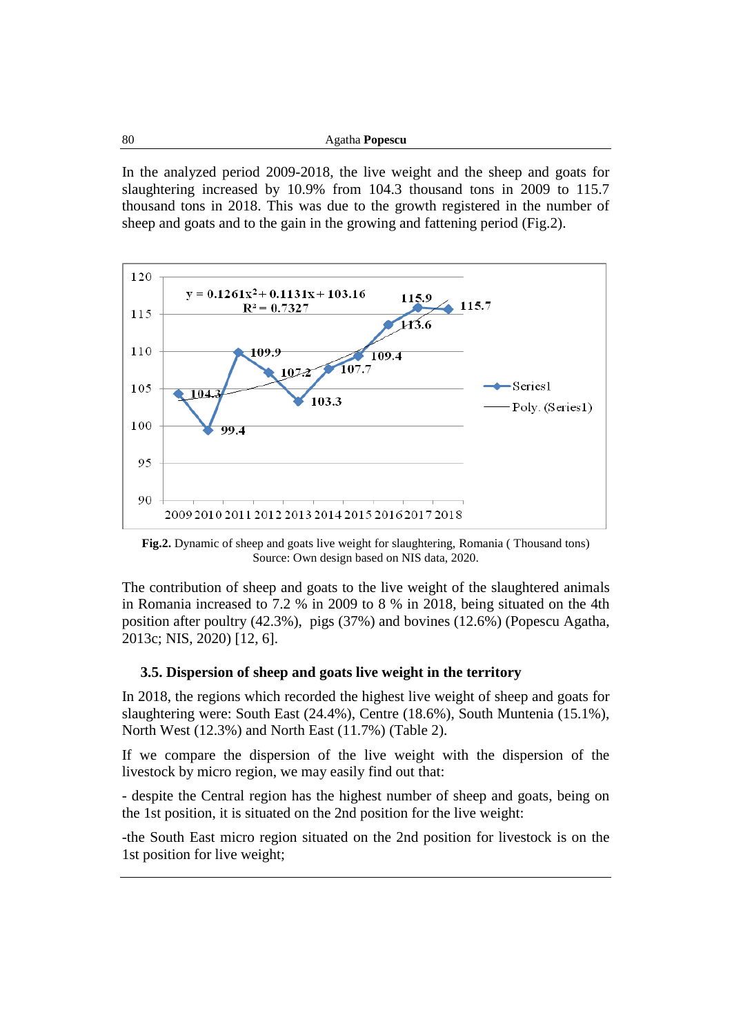In the analyzed period 2009-2018, the live weight and the sheep and goats for slaughtering increased by 10.9% from 104.3 thousand tons in 2009 to 115.7 thousand tons in 2018. This was due to the growth registered in the number of sheep and goats and to the gain in the growing and fattening period (Fig.2).

**Fig.2.** Dynamic of sheep and goats live weight for slaughtering, Romania ( Thousand tons)
Source: Own design based on NIS data, 2020.

The contribution of sheep and goats to the live weight of the slaughtered animals in Romania increased to 7.2 % in 2009 to 8 % in 2018, being situated on the 4th position after poultry (42.3%), pigs (37%) and bovines (12.6%) (Popescu Agatha, 2013c; NIS, 2020) [12, 6].

### 3.5. Dispersion of sheep and goats live weight in the territory

In 2018, the regions which recorded the highest live weight of sheep and goats for slaughtering were: South East (24.4%), Centre (18.6%), South Muntenia (15.1%), North West (12.3%) and North East (11.7%) (Table 2).

If we compare the dispersion of the live weight with the dispersion of the livestock by micro region, we may easily find out that:

- despite the Central region has the highest number of sheep and goats, being on the 1st position, it is situated on the 2nd position for the live weight:

-the South East micro region situated on the 2nd position for livestock is on the 1st position for live weight;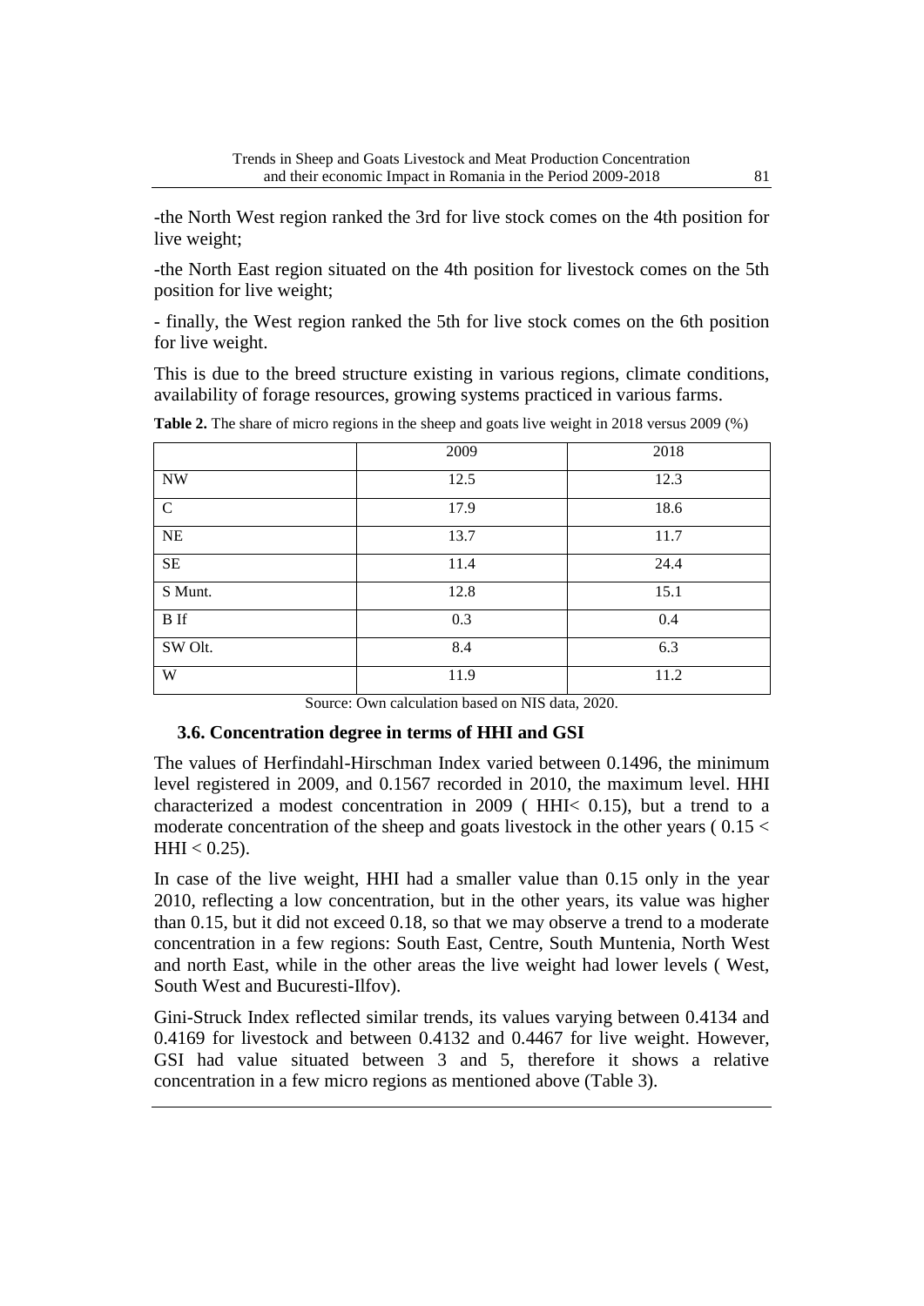-the North West region ranked the 3rd for live stock comes on the 4th position for live weight;

-the North East region situated on the 4th position for livestock comes on the 5th position for live weight;

- finally, the West region ranked the 5th for live stock comes on the 6th position for live weight.

This is due to the breed structure existing in various regions, climate conditions, availability of forage resources, growing systems practiced in various farms.

**Table 2.** The share of micro regions in the sheep and goats live weight in 2018 versus 2009 (%)

| | 2009 | 2018 |
|---|---|---|
| NW | 12.5 | 12.3 |
| C | 17.9 | 18.6 |
| NE | 13.7 | 11.7 |
| SE | 11.4 | 24.4 |
| S Munt. | 12.8 | 15.1 |
| B If | 0.3 | 0.4 |
| SW Olt. | 8.4 | 6.3 |
| W | 11.9 | 11.2 |

Source: Own calculation based on NIS data, 2020.

### 3.6. Concentration degree in terms of HHI and GSI

The values of Herfindahl-Hirschman Index varied between 0.1496, the minimum level registered in 2009, and 0.1567 recorded in 2010, the maximum level. HHI characterized a modest concentration in 2009 ( $HHI < 0.15$), but a trend to a moderate concentration of the sheep and goats livestock in the other years ( $0.15 < HHI < 0.25$).

In case of the live weight, HHI had a smaller value than 0.15 only in the year 2010, reflecting a low concentration, but in the other years, its value was higher than 0.15, but it did not exceed 0.18, so that we may observe a trend to a moderate concentration in a few regions: South East, Centre, South Muntenia, North West and north East, while in the other areas the live weight had lower levels ( West, South West and Bucuresti-Ilfov).

Gini-Struck Index reflected similar trends, its values varying between 0.4134 and 0.4169 for livestock and between 0.4132 and 0.4467 for live weight. However, GSI had value situated between 3 and 5, therefore it shows a relative concentration in a few micro regions as mentioned above (Table 3).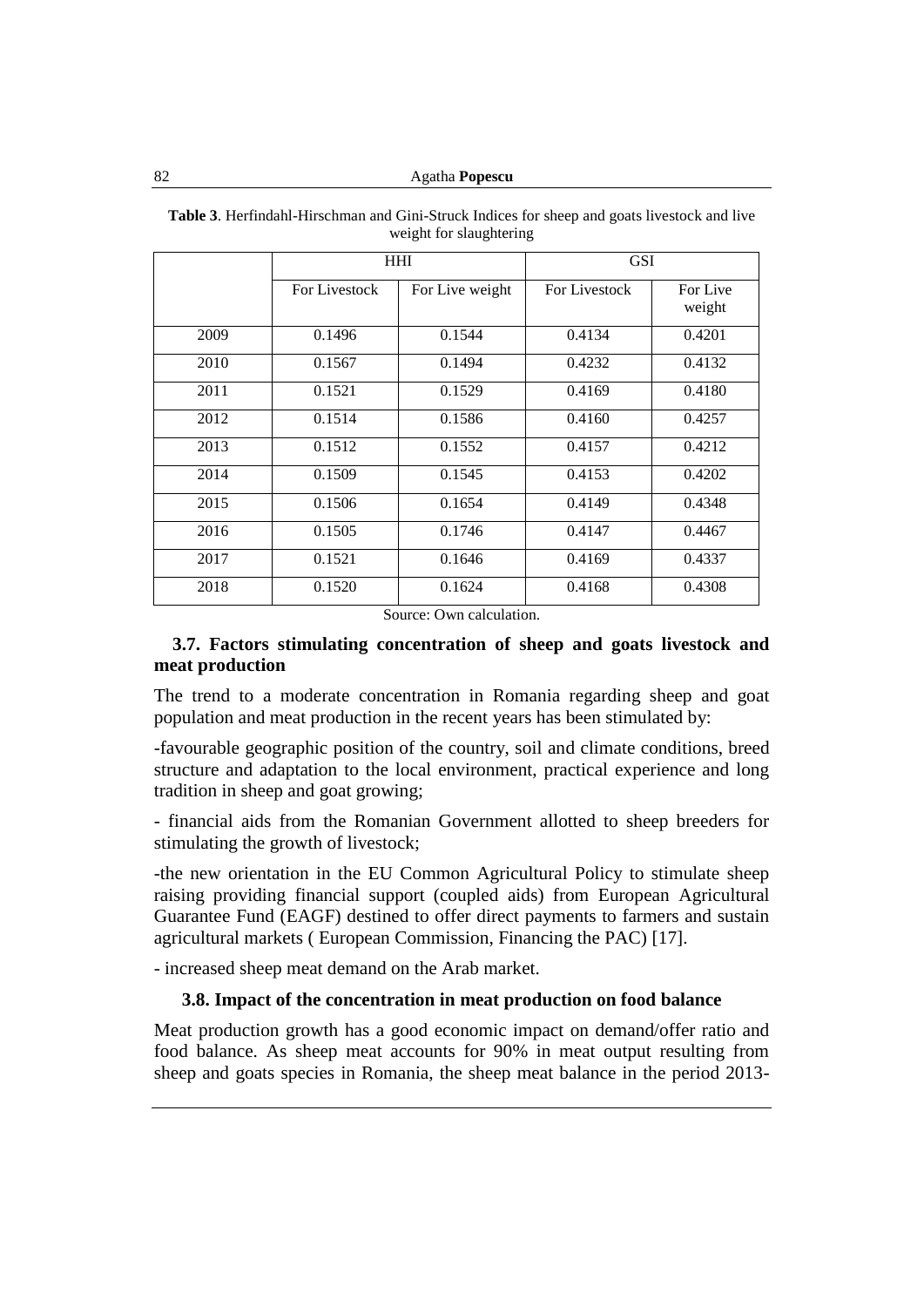**Table 3**. Herfindahl-Hirschman and Gini-Struck Indices for sheep and goats livestock and live weight for slaughtering

| | HHI | | GSI | |
|---|---|---|---|---|
| | For Livestock | For Live weight | For Livestock | For Live weight |
| 2009 | 0.1496 | 0.1544 | 0.4134 | 0.4201 |
| 2010 | 0.1567 | 0.1494 | 0.4232 | 0.4132 |
| 2011 | 0.1521 | 0.1529 | 0.4169 | 0.4180 |
| 2012 | 0.1514 | 0.1586 | 0.4160 | 0.4257 |
| 2013 | 0.1512 | 0.1552 | 0.4157 | 0.4212 |
| 2014 | 0.1509 | 0.1545 | 0.4153 | 0.4202 |
| 2015 | 0.1506 | 0.1654 | 0.4149 | 0.4348 |
| 2016 | 0.1505 | 0.1746 | 0.4147 | 0.4467 |
| 2017 | 0.1521 | 0.1646 | 0.4169 | 0.4337 |
| 2018 | 0.1520 | 0.1624 | 0.4168 | 0.4308 |

Source: Own calculation.

### 3.7. Factors stimulating concentration of sheep and goats livestock and meat production

The trend to a moderate concentration in Romania regarding sheep and goat population and meat production in the recent years has been stimulated by:

-favourable geographic position of the country, soil and climate conditions, breed structure and adaptation to the local environment, practical experience and long tradition in sheep and goat growing;

- financial aids from the Romanian Government allotted to sheep breeders for stimulating the growth of livestock;

-the new orientation in the EU Common Agricultural Policy to stimulate sheep raising providing financial support (coupled aids) from European Agricultural Guarantee Fund (EAGF) destined to offer direct payments to farmers and sustain agricultural markets ( European Commission, Financing the PAC) [17].

- increased sheep meat demand on the Arab market.

### 3.8. Impact of the concentration in meat production on food balance

Meat production growth has a good economic impact on demand/offer ratio and food balance. As sheep meat accounts for 90% in meat output resulting from sheep and goats species in Romania, the sheep meat balance in the period 2013-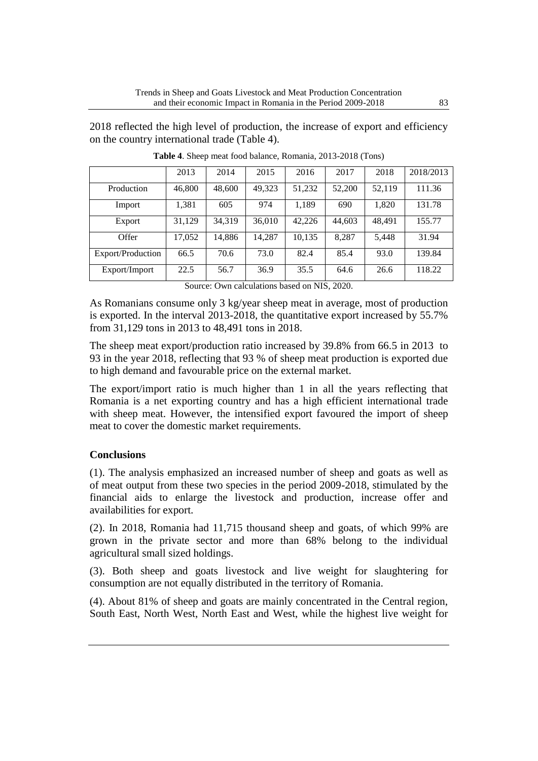2018 reflected the high level of production, the increase of export and efficiency on the country international trade (Table 4).

**Table 4**. Sheep meat food balance, Romania, 2013-2018 (Tons)

| | 2013 | 2014 | 2015 | 2016 | 2017 | 2018 | 2018/2013 |
|---|---|---|---|---|---|---|---|
| Production | 46,800 | 48,600 | 49,323 | 51,232 | 52,200 | 52,119 | 111.36 |
| Import | 1,381 | 605 | 974 | 1,189 | 690 | 1,820 | 131.78 |
| Export | 31,129 | 34,319 | 36,010 | 42,226 | 44,603 | 48,491 | 155.77 |
| Offer | 17,052 | 14,886 | 14,287 | 10,135 | 8,287 | 5,448 | 31.94 |
| Export/Production | 66.5 | 70.6 | 73.0 | 82.4 | 85.4 | 93.0 | 139.84 |
| Export/Import | 22.5 | 56.7 | 36.9 | 35.5 | 64.6 | 26.6 | 118.22 |

Source: Own calculations based on NIS, 2020.

As Romanians consume only 3 kg/year sheep meat in average, most of production is exported. In the interval 2013-2018, the quantitative export increased by 55.7% from 31,129 tons in 2013 to 48,491 tons in 2018.

The sheep meat export/production ratio increased by 39.8% from 66.5 in 2013 to 93 in the year 2018, reflecting that 93 % of sheep meat production is exported due to high demand and favourable price on the external market.

The export/import ratio is much higher than 1 in all the years reflecting that Romania is a net exporting country and has a high efficient international trade with sheep meat. However, the intensified export favoured the import of sheep meat to cover the domestic market requirements.

## Conclusions

(1). The analysis emphasized an increased number of sheep and goats as well as of meat output from these two species in the period 2009-2018, stimulated by the financial aids to enlarge the livestock and production, increase offer and availabilities for export.

(2). In 2018, Romania had 11,715 thousand sheep and goats, of which 99% are grown in the private sector and more than 68% belong to the individual agricultural small sized holdings.

(3). Both sheep and goats livestock and live weight for slaughtering for consumption are not equally distributed in the territory of Romania.

(4). About 81% of sheep and goats are mainly concentrated in the Central region, South East, North West, North East and West, while the highest live weight for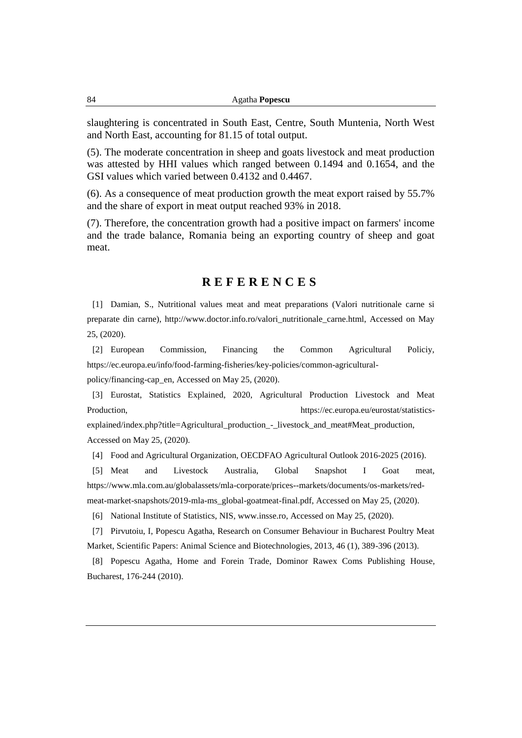slaughtering is concentrated in South East, Centre, South Muntenia, North West and North East, accounting for 81.15 of total output.

(5). The moderate concentration in sheep and goats livestock and meat production was attested by HHI values which ranged between 0.1494 and 0.1654, and the GSI values which varied between 0.4132 and 0.4467.

(6). As a consequence of meat production growth the meat export raised by 55.7% and the share of export in meat output reached 93% in 2018.

(7). Therefore, the concentration growth had a positive impact on farmers' income and the trade balance, Romania being an exporting country of sheep and goat meat.

## R E F E R E N C E S

[1] Damian, S., Nutritional values meat and meat preparations (Valori nutritionale carne si preparate din carne), http://www.doctor.info.ro/valori_nutritionale_carne.html, Accessed on May 25, (2020).

[2] European Commission, Financing the Common Agricultural Policiy, https://ec.europa.eu/info/food-farming-fisheries/key-policies/common-agricultural-policy/financing-cap_en, Accessed on May 25, (2020).

[3] Eurostat, Statistics Explained, 2020, Agricultural Production Livestock and Meat Production, https://ec.europa.eu/eurostat/statistics-explained/index.php?title=Agricultural_production_-_livestock_and_meat#Meat_production, Accessed on May 25, (2020).

[4] Food and Agricultural Organization, OECDFAO Agricultural Outlook 2016-2025 (2016).

[5] Meat and Livestock Australia, Global Snapshot I Goat meat, https://www.mla.com.au/globalassets/mla-corporate/prices--markets/documents/os-markets/red-meat-market-snapshots/2019-mla-ms_global-goatmeat-final.pdf, Accessed on May 25, (2020).

[6] National Institute of Statistics, NIS, www.insse.ro, Accessed on May 25, (2020).

[7] Pirvutoiu, I, Popescu Agatha, Research on Consumer Behaviour in Bucharest Poultry Meat Market, Scientific Papers: Animal Science and Biotechnologies, 2013, 46 (1), 389-396 (2013).

[8] Popescu Agatha, Home and Forein Trade, Dominor Rawex Coms Publishing House, Bucharest, 176-244 (2010).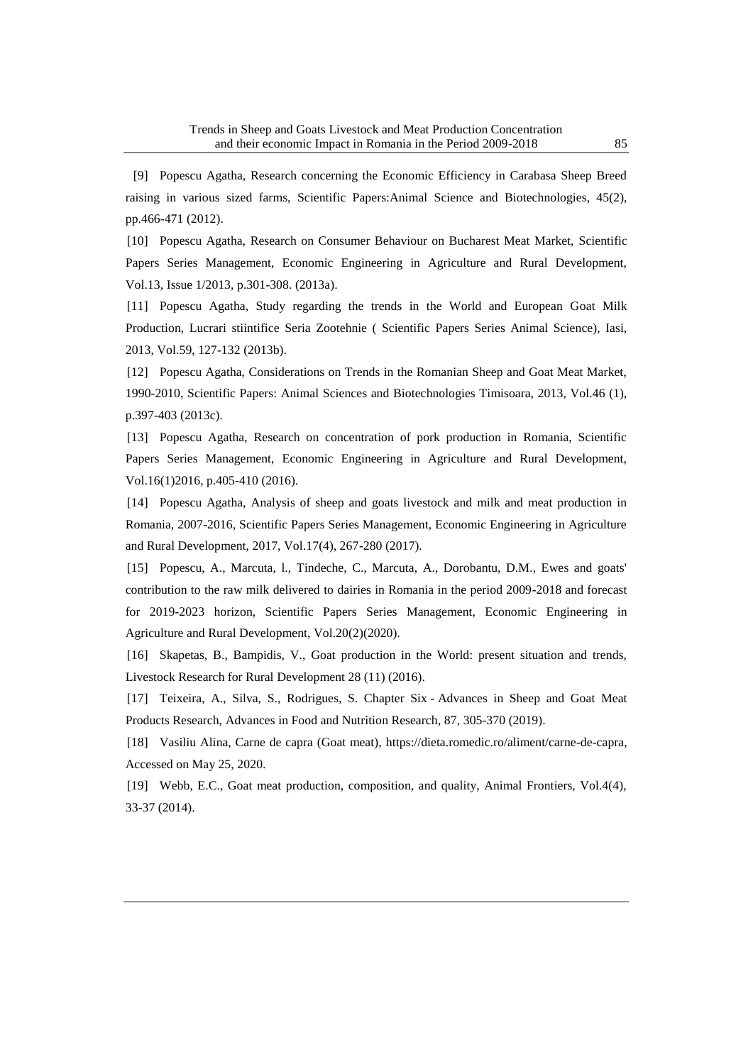[9] Popescu Agatha, Research concerning the Economic Efficiency in Carabasa Sheep Breed raising in various sized farms, Scientific Papers:Animal Science and Biotechnologies, 45(2), pp.466-471 (2012).

[10] Popescu Agatha, Research on Consumer Behaviour on Bucharest Meat Market, Scientific Papers Series Management, Economic Engineering in Agriculture and Rural Development, Vol.13, Issue 1/2013, p.301-308. (2013a).

[11] Popescu Agatha, Study regarding the trends in the World and European Goat Milk Production, Lucrari stiintifice Seria Zootehnie ( Scientific Papers Series Animal Science), Iasi, 2013, Vol.59, 127-132 (2013b).

[12] Popescu Agatha, Considerations on Trends in the Romanian Sheep and Goat Meat Market, 1990-2010, Scientific Papers: Animal Sciences and Biotechnologies Timisoara, 2013, Vol.46 (1), p.397-403 (2013c).

[13] Popescu Agatha, Research on concentration of pork production in Romania, Scientific Papers Series Management, Economic Engineering in Agriculture and Rural Development, Vol.16(1)2016, p.405-410 (2016).

[14] Popescu Agatha, Analysis of sheep and goats livestock and milk and meat production in Romania, 2007-2016, Scientific Papers Series Management, Economic Engineering in Agriculture and Rural Development, 2017, Vol.17(4), 267-280 (2017).

[15] Popescu, A., Marcuta, l., Tindeche, C., Marcuta, A., Dorobantu, D.M., Ewes and goats' contribution to the raw milk delivered to dairies in Romania in the period 2009-2018 and forecast for 2019-2023 horizon, Scientific Papers Series Management, Economic Engineering in Agriculture and Rural Development, Vol.20(2)(2020).

[16] Skapetas, B., Bampidis, V., Goat production in the World: present situation and trends, Livestock Research for Rural Development 28 (11) (2016).

[17] Teixeira, A., Silva, S., Rodrigues, S. Chapter Six - Advances in Sheep and Goat Meat Products Research, Advances in Food and Nutrition Research, 87, 305-370 (2019).

[18] Vasiliu Alina, Carne de capra (Goat meat), https://dieta.romedic.ro/aliment/carne-de-capra, Accessed on May 25, 2020.

[19] Webb, E.C., Goat meat production, composition, and quality, Animal Frontiers, Vol.4(4), 33-37 (2014).